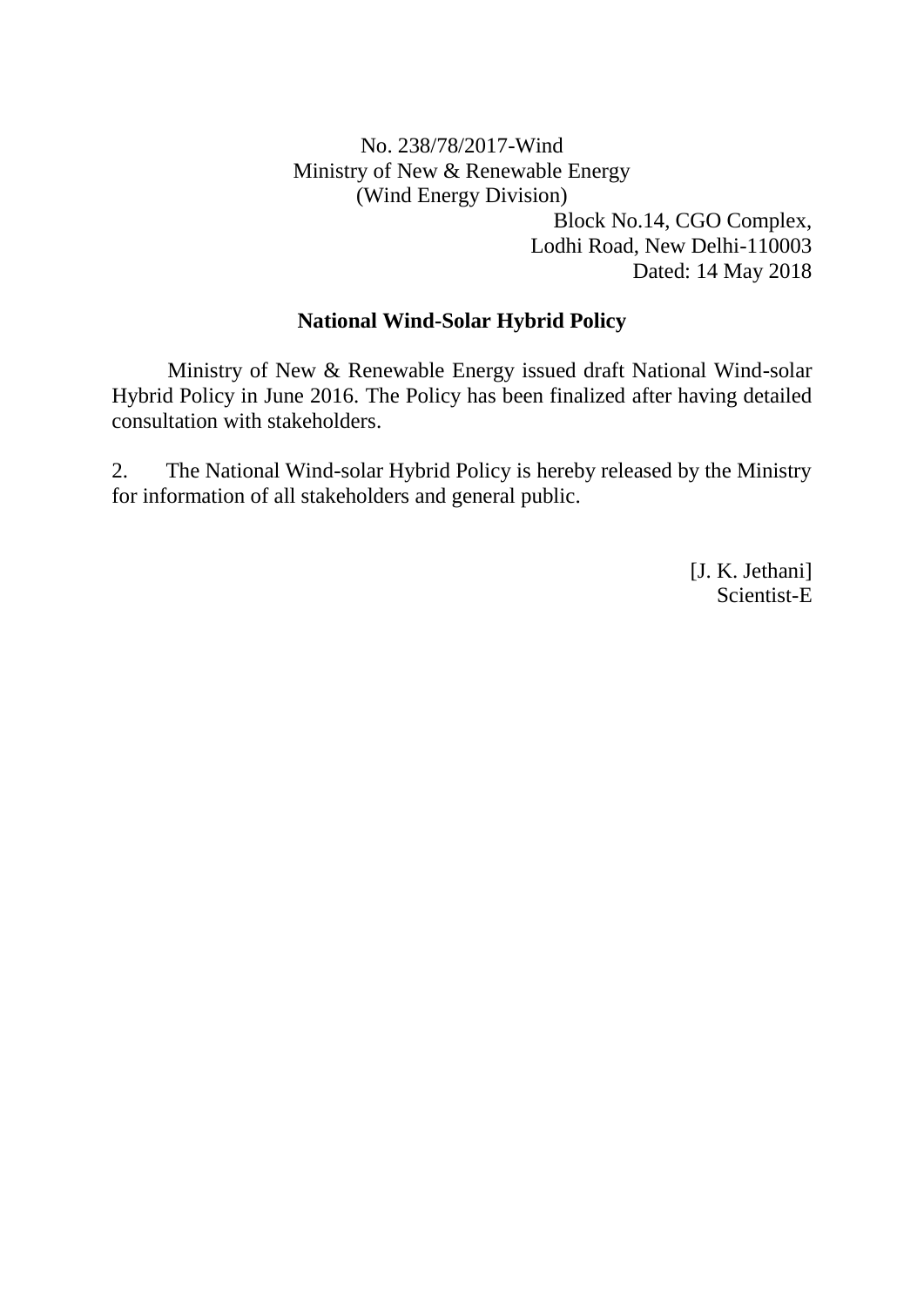No. 238/78/2017-Wind
Ministry of New & Renewable Energy
(Wind Energy Division)

Block No.14, CGO Complex,
Lodhi Road, New Delhi-110003
Dated: 14 May 2018

**National Wind-Solar Hybrid Policy**

Ministry of New & Renewable Energy issued draft National Wind-solar Hybrid Policy in June 2016. The Policy has been finalized after having detailed consultation with stakeholders.

2. The National Wind-solar Hybrid Policy is hereby released by the Ministry for information of all stakeholders and general public.

[J. K. Jethani]
Scientist-E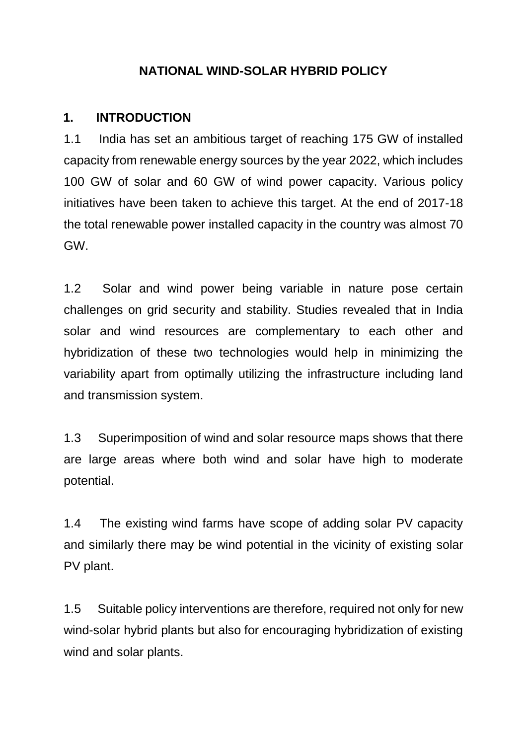# NATIONAL WIND-SOLAR HYBRID POLICY

## 1. INTRODUCTION

1.1 India has set an ambitious target of reaching 175 GW of installed capacity from renewable energy sources by the year 2022, which includes 100 GW of solar and 60 GW of wind power capacity. Various policy initiatives have been taken to achieve this target. At the end of 2017-18 the total renewable power installed capacity in the country was almost 70 GW.

1.2 Solar and wind power being variable in nature pose certain challenges on grid security and stability. Studies revealed that in India solar and wind resources are complementary to each other and hybridization of these two technologies would help in minimizing the variability apart from optimally utilizing the infrastructure including land and transmission system.

1.3 Superimposition of wind and solar resource maps shows that there are large areas where both wind and solar have high to moderate potential.

1.4 The existing wind farms have scope of adding solar PV capacity and similarly there may be wind potential in the vicinity of existing solar PV plant.

1.5 Suitable policy interventions are therefore, required not only for new wind-solar hybrid plants but also for encouraging hybridization of existing wind and solar plants.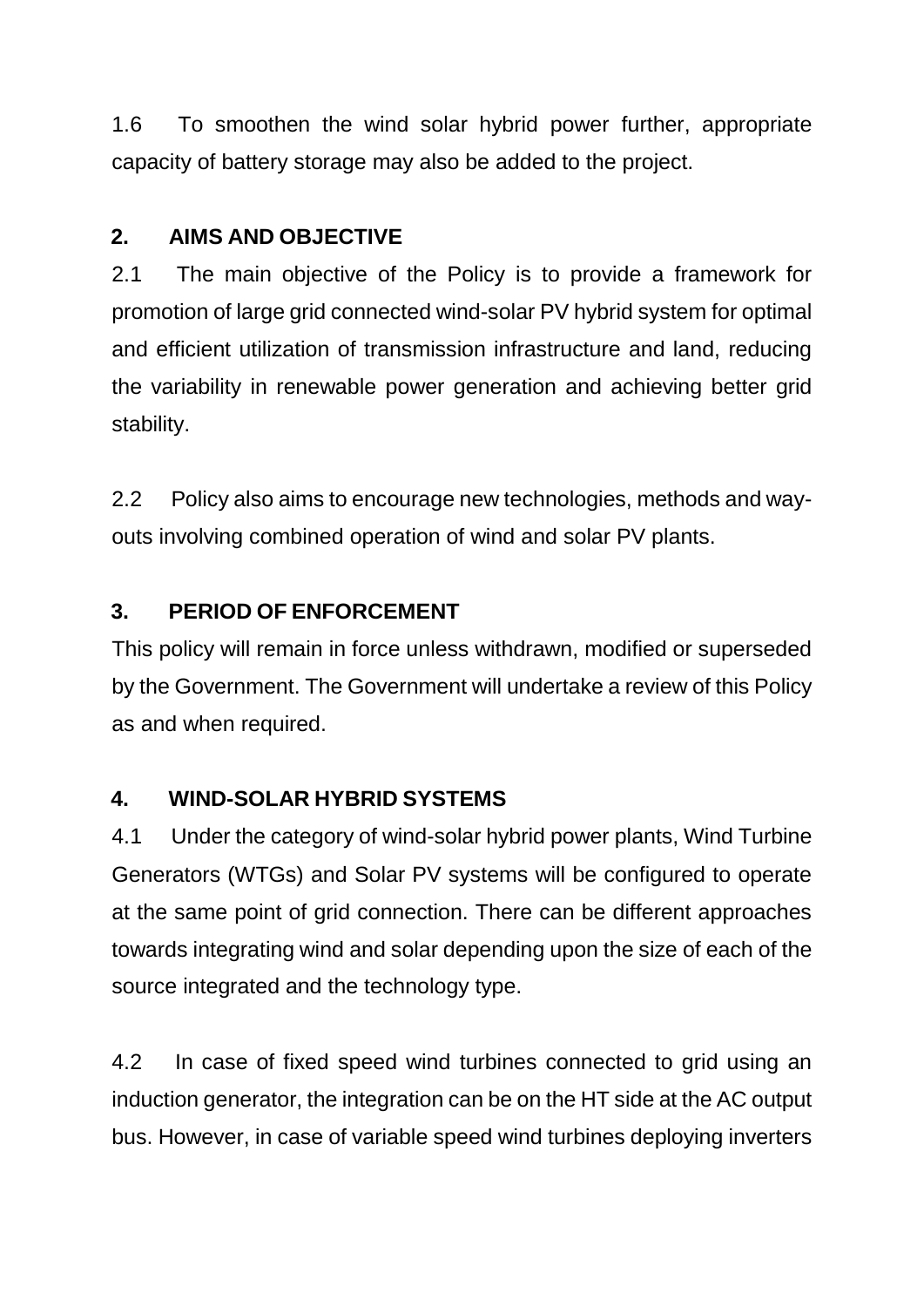1.6 To smoothen the wind solar hybrid power further, appropriate capacity of battery storage may also be added to the project.

## 2. AIMS AND OBJECTIVE

2.1 The main objective of the Policy is to provide a framework for promotion of large grid connected wind-solar PV hybrid system for optimal and efficient utilization of transmission infrastructure and land, reducing the variability in renewable power generation and achieving better grid stability.

2.2 Policy also aims to encourage new technologies, methods and way-outs involving combined operation of wind and solar PV plants.

## 3. PERIOD OF ENFORCEMENT

This policy will remain in force unless withdrawn, modified or superseded by the Government. The Government will undertake a review of this Policy as and when required.

## 4. WIND-SOLAR HYBRID SYSTEMS

4.1 Under the category of wind-solar hybrid power plants, Wind Turbine Generators (WTGs) and Solar PV systems will be configured to operate at the same point of grid connection. There can be different approaches towards integrating wind and solar depending upon the size of each of the source integrated and the technology type.

4.2 In case of fixed speed wind turbines connected to grid using an induction generator, the integration can be on the HT side at the AC output bus. However, in case of variable speed wind turbines deploying inverters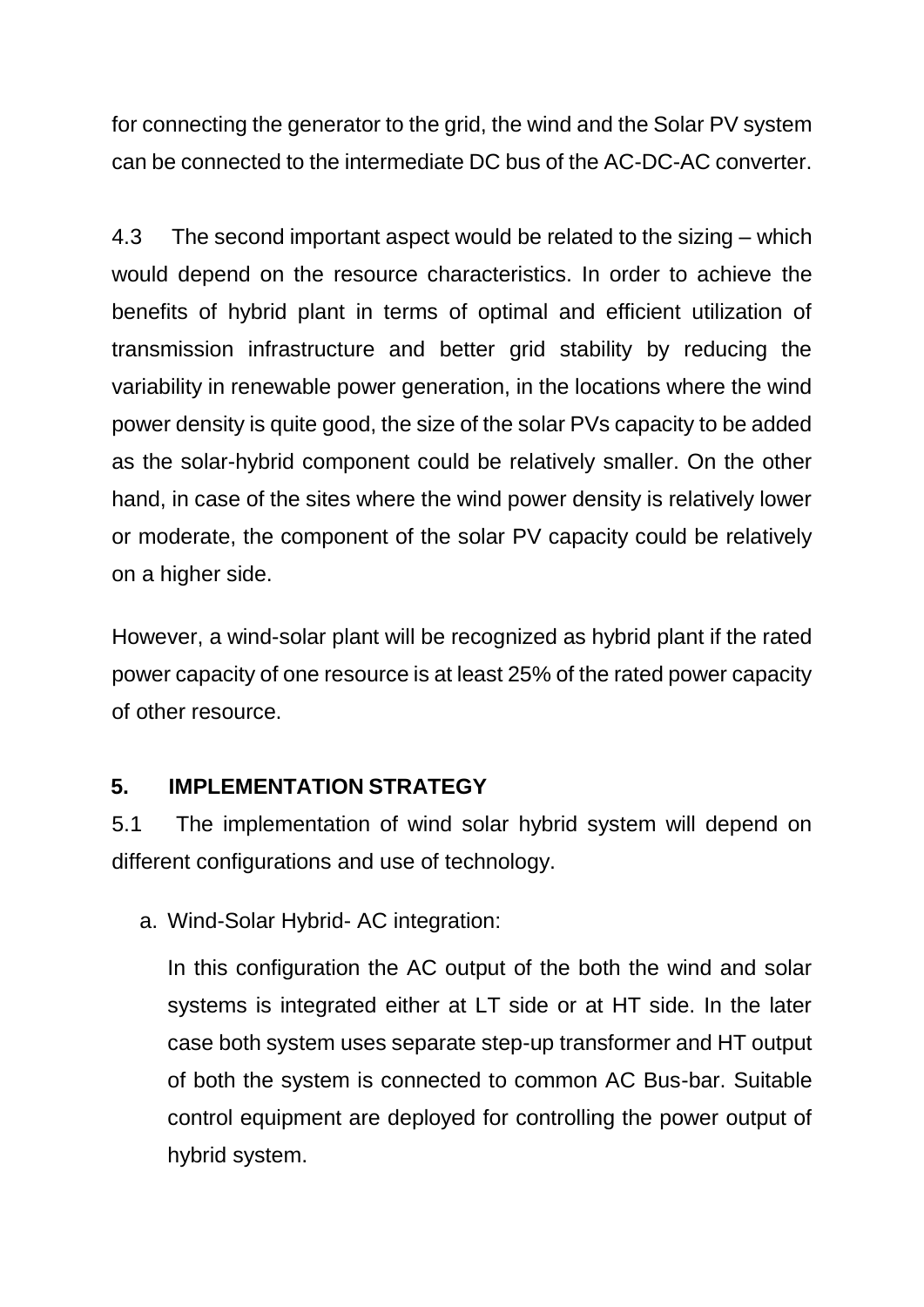for connecting the generator to the grid, the wind and the Solar PV system can be connected to the intermediate DC bus of the AC-DC-AC converter.

4.3 The second important aspect would be related to the sizing – which would depend on the resource characteristics. In order to achieve the benefits of hybrid plant in terms of optimal and efficient utilization of transmission infrastructure and better grid stability by reducing the variability in renewable power generation, in the locations where the wind power density is quite good, the size of the solar PVs capacity to be added as the solar-hybrid component could be relatively smaller. On the other hand, in case of the sites where the wind power density is relatively lower or moderate, the component of the solar PV capacity could be relatively on a higher side.

However, a wind-solar plant will be recognized as hybrid plant if the rated power capacity of one resource is at least 25% of the rated power capacity of other resource.

## 5. IMPLEMENTATION STRATEGY

5.1 The implementation of wind solar hybrid system will depend on different configurations and use of technology.

a. Wind-Solar Hybrid- AC integration:

   In this configuration the AC output of the both the wind and solar systems is integrated either at LT side or at HT side. In the later case both system uses separate step-up transformer and HT output of both the system is connected to common AC Bus-bar. Suitable control equipment are deployed for controlling the power output of hybrid system.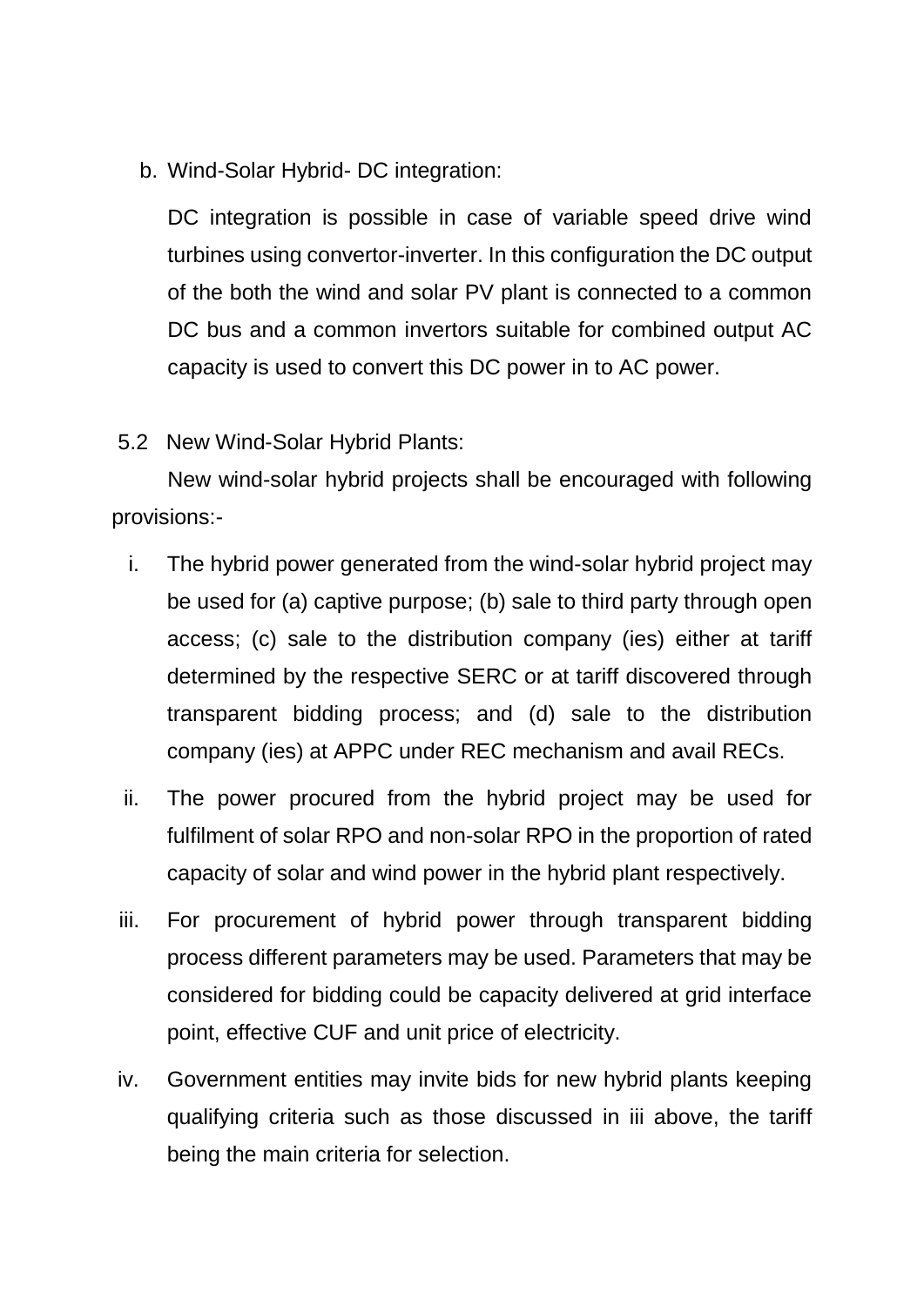b. Wind-Solar Hybrid- DC integration:

   DC integration is possible in case of variable speed drive wind turbines using convertor-inverter. In this configuration the DC output of the both the wind and solar PV plant is connected to a common DC bus and a common invertors suitable for combined output AC capacity is used to convert this DC power in to AC power.

5.2 New Wind-Solar Hybrid Plants:

New wind-solar hybrid projects shall be encouraged with following provisions:-

i. The hybrid power generated from the wind-solar hybrid project may be used for (a) captive purpose; (b) sale to third party through open access; (c) sale to the distribution company (ies) either at tariff determined by the respective SERC or at tariff discovered through transparent bidding process; and (d) sale to the distribution company (ies) at APPC under REC mechanism and avail RECs.

ii. The power procured from the hybrid project may be used for fulfilment of solar RPO and non-solar RPO in the proportion of rated capacity of solar and wind power in the hybrid plant respectively.

iii. For procurement of hybrid power through transparent bidding process different parameters may be used. Parameters that may be considered for bidding could be capacity delivered at grid interface point, effective CUF and unit price of electricity.

iv. Government entities may invite bids for new hybrid plants keeping qualifying criteria such as those discussed in iii above, the tariff being the main criteria for selection.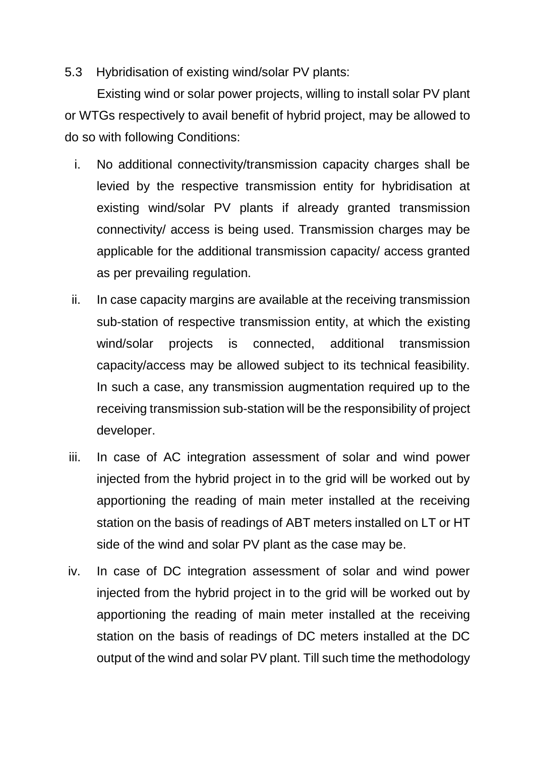5.3 Hybridisation of existing wind/solar PV plants:

Existing wind or solar power projects, willing to install solar PV plant or WTGs respectively to avail benefit of hybrid project, may be allowed to do so with following Conditions:

i. No additional connectivity/transmission capacity charges shall be levied by the respective transmission entity for hybridisation at existing wind/solar PV plants if already granted transmission connectivity/ access is being used. Transmission charges may be applicable for the additional transmission capacity/ access granted as per prevailing regulation.

ii. In case capacity margins are available at the receiving transmission sub-station of respective transmission entity, at which the existing wind/solar projects is connected, additional transmission capacity/access may be allowed subject to its technical feasibility. In such a case, any transmission augmentation required up to the receiving transmission sub-station will be the responsibility of project developer.

iii. In case of AC integration assessment of solar and wind power injected from the hybrid project in to the grid will be worked out by apportioning the reading of main meter installed at the receiving station on the basis of readings of ABT meters installed on LT or HT side of the wind and solar PV plant as the case may be.

iv. In case of DC integration assessment of solar and wind power injected from the hybrid project in to the grid will be worked out by apportioning the reading of main meter installed at the receiving station on the basis of readings of DC meters installed at the DC output of the wind and solar PV plant. Till such time the methodology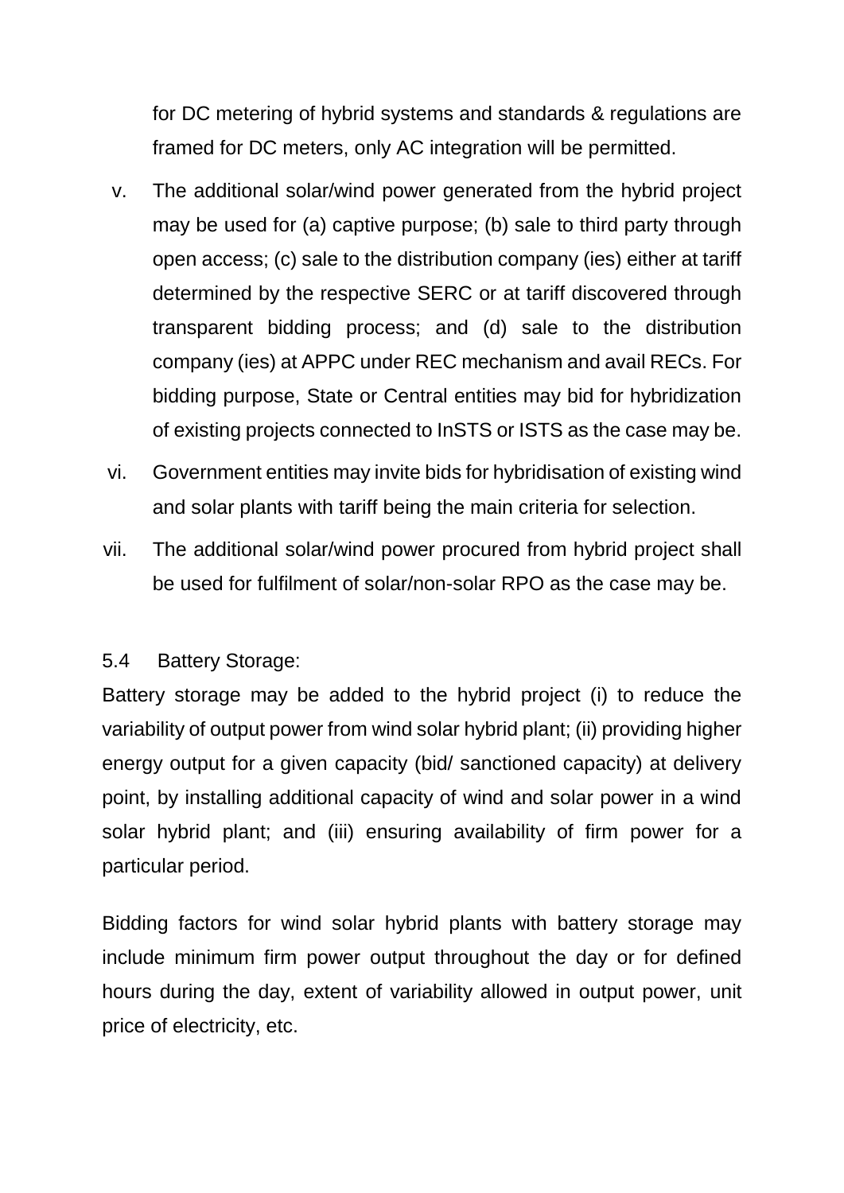for DC metering of hybrid systems and standards & regulations are framed for DC meters, only AC integration will be permitted.

v. The additional solar/wind power generated from the hybrid project may be used for (a) captive purpose; (b) sale to third party through open access; (c) sale to the distribution company (ies) either at tariff determined by the respective SERC or at tariff discovered through transparent bidding process; and (d) sale to the distribution company (ies) at APPC under REC mechanism and avail RECs. For bidding purpose, State or Central entities may bid for hybridization of existing projects connected to InSTS or ISTS as the case may be.

vi. Government entities may invite bids for hybridisation of existing wind and solar plants with tariff being the main criteria for selection.

vii. The additional solar/wind power procured from hybrid project shall be used for fulfilment of solar/non-solar RPO as the case may be.

5.4 Battery Storage:

Battery storage may be added to the hybrid project (i) to reduce the variability of output power from wind solar hybrid plant; (ii) providing higher energy output for a given capacity (bid/ sanctioned capacity) at delivery point, by installing additional capacity of wind and solar power in a wind solar hybrid plant; and (iii) ensuring availability of firm power for a particular period.

Bidding factors for wind solar hybrid plants with battery storage may include minimum firm power output throughout the day or for defined hours during the day, extent of variability allowed in output power, unit price of electricity, etc.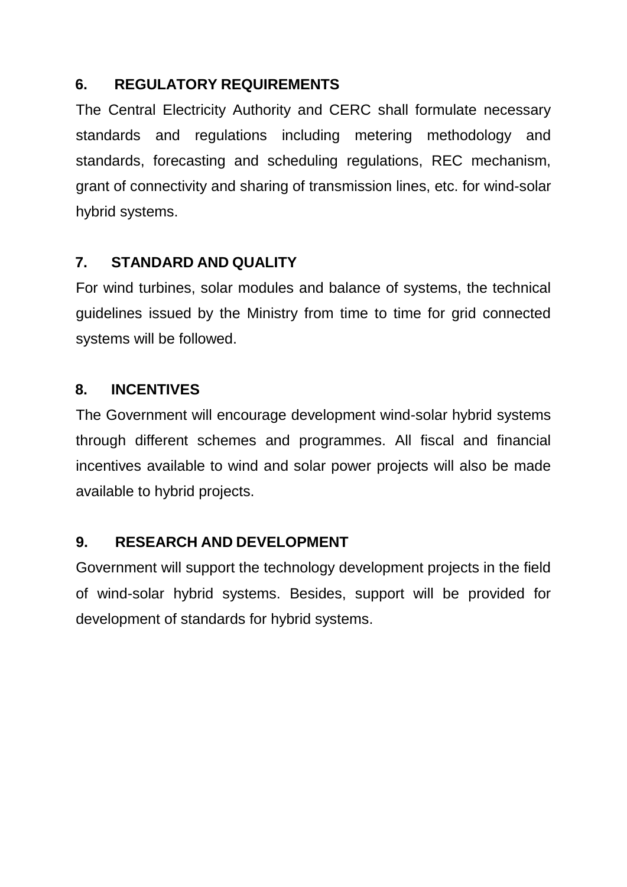## 6. REGULATORY REQUIREMENTS

The Central Electricity Authority and CERC shall formulate necessary standards and regulations including metering methodology and standards, forecasting and scheduling regulations, REC mechanism, grant of connectivity and sharing of transmission lines, etc. for wind-solar hybrid systems.

## 7. STANDARD AND QUALITY

For wind turbines, solar modules and balance of systems, the technical guidelines issued by the Ministry from time to time for grid connected systems will be followed.

## 8. INCENTIVES

The Government will encourage development wind-solar hybrid systems through different schemes and programmes. All fiscal and financial incentives available to wind and solar power projects will also be made available to hybrid projects.

## 9. RESEARCH AND DEVELOPMENT

Government will support the technology development projects in the field of wind-solar hybrid systems. Besides, support will be provided for development of standards for hybrid systems.